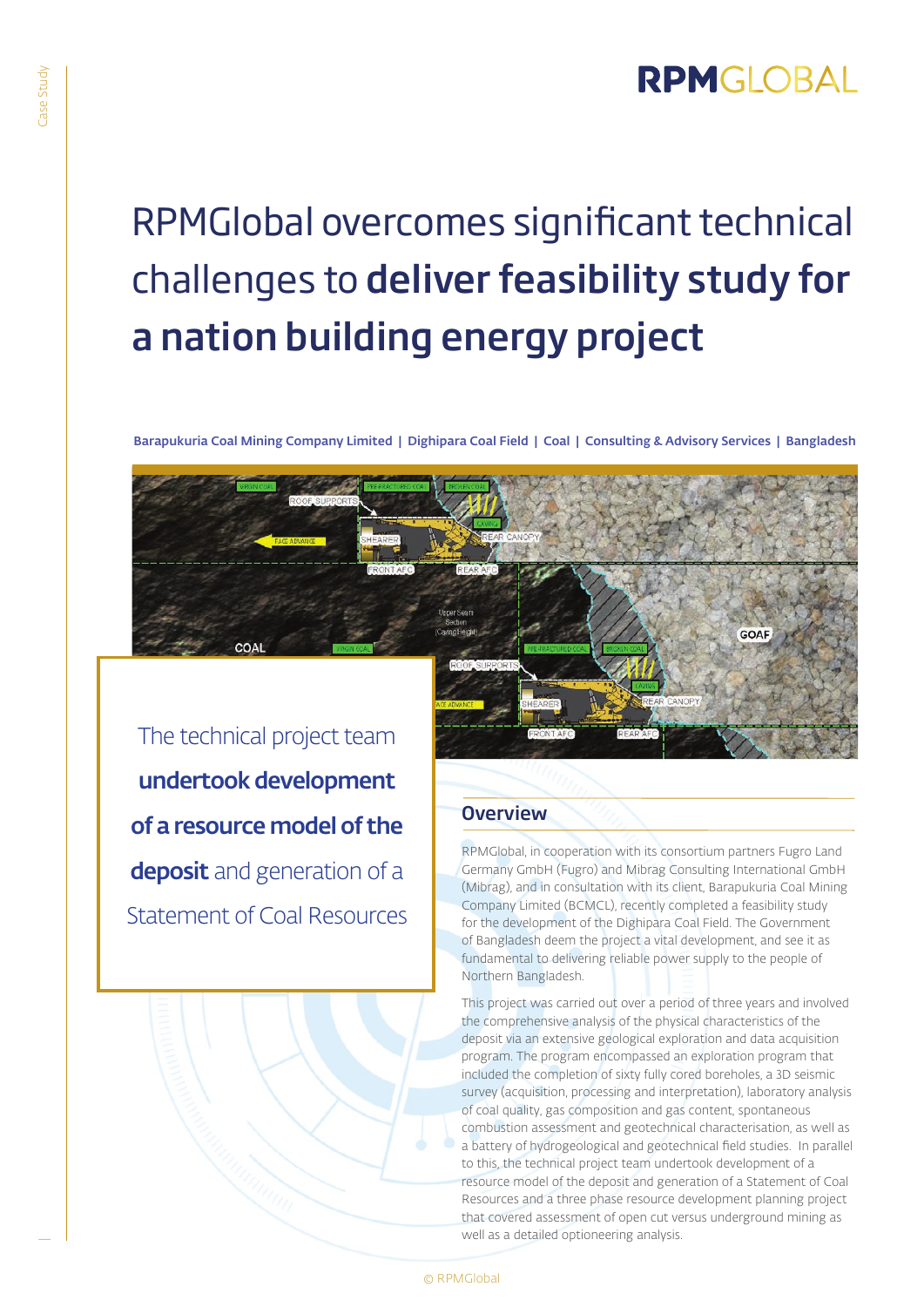# RPMGlobal overcomes significant technical challenges to **deliver feasibility study for a nation building energy project**

**Barapukuria Coal Mining Company Limited | Dighipara Coal Field | Coal | Consulting & Advisory Services | Bangladesh**

> The technical project team **undertook development of a resource model of the deposit** and generation of a Statement of Coal Resources

## Overview

RPMGlobal, in cooperation with its consortium partners Fugro Land Germany GmbH (Fugro) and Mibrag Consulting International GmbH (Mibrag), and in consultation with its client, Barapukuria Coal Mining Company Limited (BCMCL), recently completed a feasibility study for the development of the Dighipara Coal Field. The Government of Bangladesh deem the project a vital development, and see it as fundamental to delivering reliable power supply to the people of Northern Bangladesh.

This project was carried out over a period of three years and involved the comprehensive analysis of the physical characteristics of the deposit via an extensive geological exploration and data acquisition program. The program encompassed an exploration program that included the completion of sixty fully cored boreholes, a 3D seismic survey (acquisition, processing and interpretation), laboratory analysis of coal quality, gas composition and gas content, spontaneous combustion assessment and geotechnical characterisation, as well as a battery of hydrogeological and geotechnical field studies. In parallel to this, the technical project team undertook development of a resource model of the deposit and generation of a Statement of Coal Resources and a three phase resource development planning project that covered assessment of open cut versus underground mining as well as a detailed optioneering analysis.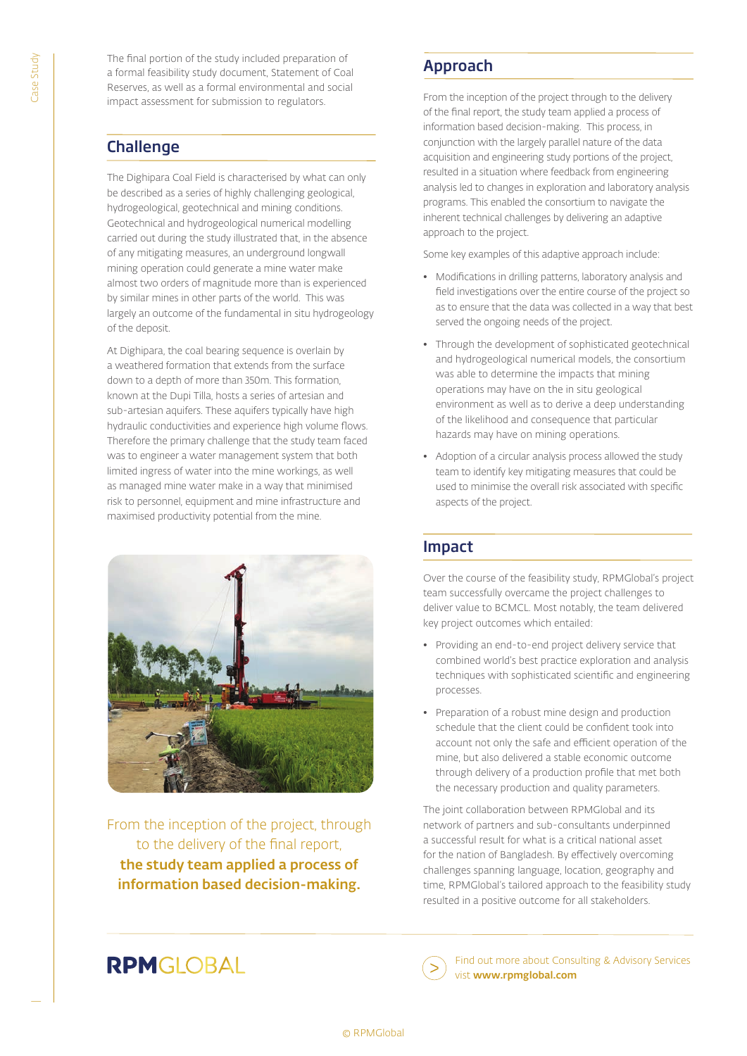The final portion of the study included preparation of a formal feasibility study document, Statement of Coal Reserves, as well as a formal environmental and social impact assessment for submission to regulators.

## Challenge

The Dighipara Coal Field is characterised by what can only be described as a series of highly challenging geological, hydrogeological, geotechnical and mining conditions. Geotechnical and hydrogeological numerical modelling carried out during the study illustrated that, in the absence of any mitigating measures, an underground longwall mining operation could generate a mine water make almost two orders of magnitude more than is experienced by similar mines in other parts of the world. This was largely an outcome of the fundamental in situ hydrogeology of the deposit.

At Dighipara, the coal bearing sequence is overlain by a weathered formation that extends from the surface down to a depth of more than 350m. This formation, known at the Dupi Tilla, hosts a series of artesian and sub-artesian aquifers. These aquifers typically have high hydraulic conductivities and experience high volume flows. Therefore the primary challenge that the study team faced was to engineer a water management system that both limited ingress of water into the mine workings, as well as managed mine water make in a way that minimised risk to personnel, equipment and mine infrastructure and maximised productivity potential from the mine.

From the inception of the project, through to the delivery of the final report, **the study team applied a process of information based decision-making.**

## Approach

From the inception of the project through to the delivery of the final report, the study team applied a process of information based decision-making. This process, in conjunction with the largely parallel nature of the data acquisition and engineering study portions of the project, resulted in a situation where feedback from engineering analysis led to changes in exploration and laboratory analysis programs. This enabled the consortium to navigate the inherent technical challenges by delivering an adaptive approach to the project.

Some key examples of this adaptive approach include:

- Modifications in drilling patterns, laboratory analysis and field investigations over the entire course of the project so as to ensure that the data was collected in a way that best served the ongoing needs of the project.
- Through the development of sophisticated geotechnical and hydrogeological numerical models, the consortium was able to determine the impacts that mining operations may have on the in situ geological environment as well as to derive a deep understanding of the likelihood and consequence that particular hazards may have on mining operations.
- Adoption of a circular analysis process allowed the study team to identify key mitigating measures that could be used to minimise the overall risk associated with specific aspects of the project.

## Impact

Over the course of the feasibility study, RPMGlobal's project team successfully overcame the project challenges to deliver value to BCMCL. Most notably, the team delivered key project outcomes which entailed:

- Providing an end-to-end project delivery service that combined world's best practice exploration and analysis techniques with sophisticated scientific and engineering processes.
- Preparation of a robust mine design and production schedule that the client could be confident took into account not only the safe and efficient operation of the mine, but also delivered a stable economic outcome through delivery of a production profile that met both the necessary production and quality parameters.

The joint collaboration between RPMGlobal and its network of partners and sub-consultants underpinned a successful result for what is a critical national asset for the nation of Bangladesh. By effectively overcoming challenges spanning language, location, geography and time, RPMGlobal's tailored approach to the feasibility study resulted in a positive outcome for all stakeholders.

RPMGLOBAL

Find out more about Consulting & Advisory Services visit **www.rpmglobal.com**

© RPMGlobal